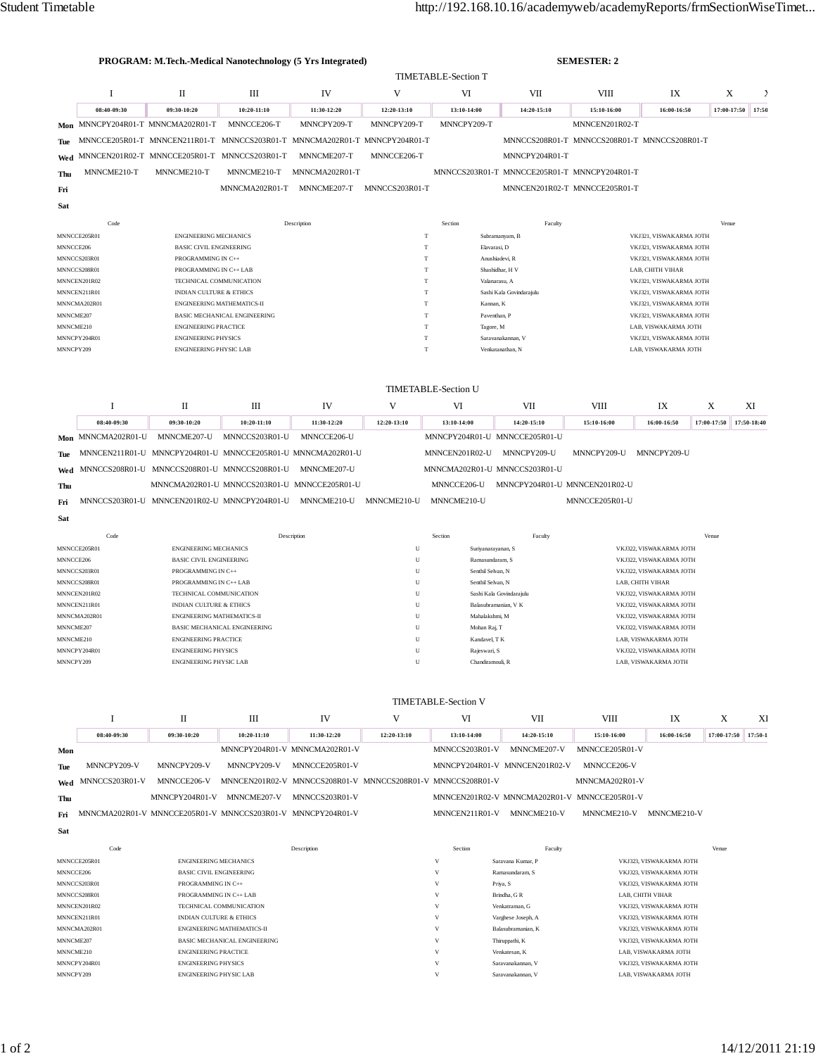**PROGRAM: M.Tech.-Medical Nanotechnology (5 Yrs Integrated)** **SEMESTER: 2**

## TIMETABLE-Section T

| | I | II | III | IV | V | VI | VII | VIII | IX | X | X |
|---|---|---|---|---|---|---|---|---|---|---|---|
| | 08:40-09:30 | 09:30-10:20 | 10:20-11:10 | 11:30-12:20 | 12:20-13:10 | 13:10-14:00 | 14:20-15:10 | 15:10-16:00 | 16:00-16:50 | 17:00-17:50 | 17:50 |
| **Mon** | MNNCPY204R01-T | MNNCMA202R01-T | MNNCCE206-T | MNNCPY209-T | MNNCPY209-T | MNNCPY209-T | | MNNCEN201R02-T | | | |
| **Tue** | MNNCCE205R01-T | MNNCEN211R01-T | MNNCCS203R01-T | MNNCMA202R01-T | MNNCPY204R01-T | | MNNCCS208R01-T | MNNCCS208R01-T | MNNCCS208R01-T | | |
| **Wed** | MNNCEN201R02-T | MNNCCE205R01-T | MNNCCS203R01-T | MNNCME207-T | MNNCCE206-T | | MNNCPY204R01-T | | | | |
| **Thu** | MNNCME210-T | MNNCME210-T | MNNCME210-T | MNNCMA202R01-T | | MNNCCS203R01-T | MNNCCE205R01-T | MNNCPY204R01-T | | | |
| **Fri** | | | MNNCMA202R01-T | MNNCME207-T | MNNCCS203R01-T | | MNNCEN201R02-T | MNNCCE205R01-T | | | |
| **Sat** | | | | | | | | | | | |

| Code | Description | Section | Faculty | Venue |
|---|---|---|---|---|
| MNNCCE205R01 | ENGINEERING MECHANICS | T | Subramanyam, B | VKJ321, VISWAKARMA JOTH |
| MNNCCE206 | BASIC CIVIL ENGINEERING | T | Elavarasi, D | VKJ321, VISWAKARMA JOTH |
| MNNCCS203R01 | PROGRAMMING IN C++ | T | Anushiadevi, R | VKJ321, VISWAKARMA JOTH |
| MNNCCS208R01 | PROGRAMMING IN C++ LAB | T | Shashidhar, H V | LAB, CHITH VIHAR |
| MNNCEN201R02 | TECHNICAL COMMUNICATION | T | Valanarasu, A | VKJ321, VISWAKARMA JOTH |
| MNNCEN211R01 | INDIAN CULTURE & ETHICS | T | Sashi Kala Govindarajulu | VKJ321, VISWAKARMA JOTH |
| MNNCMA202R01 | ENGINEERING MATHEMATICS-II | T | Kannan, K | VKJ321, VISWAKARMA JOTH |
| MNNCME207 | BASIC MECHANICAL ENGINEERING | T | Paventhan, P | VKJ321, VISWAKARMA JOTH |
| MNNCME210 | ENGINEERING PRACTICE | T | Tagore, M | LAB, VISWAKARMA JOTH |
| MNNCPY204R01 | ENGINEERING PHYSICS | T | Saravanakannan, V | VKJ321, VISWAKARMA JOTH |
| MNNCPY209 | ENGINEERING PHYSIC LAB | T | Venkatanathan, N | LAB, VISWAKARMA JOTH |

## TIMETABLE-Section U

| | I | II | III | IV | V | VI | VII | VIII | IX | X | XI |
|---|---|---|---|---|---|---|---|---|---|---|---|
| | 08:40-09:30 | 09:30-10:20 | 10:20-11:10 | 11:30-12:20 | 12:20-13:10 | 13:10-14:00 | 14:20-15:10 | 15:10-16:00 | 16:00-16:50 | 17:00-17:50 | 17:50-18:40 |
| **Mon** | MNNCMA202R01-U | MNNCME207-U | MNNCCS203R01-U | MNNCCE206-U | | MNNCPY204R01-U | MNNCCE205R01-U | | | | |
| **Tue** | MNNCEN211R01-U | MNNCPY204R01-U | MNNCCE205R01-U | MNNCMA202R01-U | | MNNCEN201R02-U | MNNCPY209-U | MNNCPY209-U | MNNCPY209-U | | |
| **Wed** | MNNCCS208R01-U | MNNCCS208R01-U | MNNCCS208R01-U | MNNCME207-U | | MNNCMA202R01-U | MNNCCS203R01-U | | | | |
| **Thu** | | MNNCMA202R01-U | MNNCCS203R01-U | MNNCCE205R01-U | | MNNCCE206-U | MNNCPY204R01-U | MNNCEN201R02-U | | | |
| **Fri** | MNNCCS203R01-U | MNNCEN201R02-U | MNNCPY204R01-U | MNNCME210-U | MNNCME210-U | MNNCME210-U | | MNNCCE205R01-U | | | |
| **Sat** | | | | | | | | | | | |

| Code | Description | Section | Faculty | Venue |
|---|---|---|---|---|
| MNNCCE205R01 | ENGINEERING MECHANICS | U | Suriyanarayanan, S | VKJ322, VISWAKARMA JOTH |
| MNNCCE206 | BASIC CIVIL ENGINEERING | U | Ramasundaram, S | VKJ322, VISWAKARMA JOTH |
| MNNCCS203R01 | PROGRAMMING IN C++ | U | Senthil Selvan, N | VKJ322, VISWAKARMA JOTH |
| MNNCCS208R01 | PROGRAMMING IN C++ LAB | U | Senthil Selvan, N | LAB, CHITH VIHAR |
| MNNCEN201R02 | TECHNICAL COMMUNICATION | U | Sashi Kala Govindarajulu | VKJ322, VISWAKARMA JOTH |
| MNNCEN211R01 | INDIAN CULTURE & ETHICS | U | Balasubramanian, V K | VKJ322, VISWAKARMA JOTH |
| MNNCMA202R01 | ENGINEERING MATHEMATICS-II | U | Mahalakshmi, M | VKJ322, VISWAKARMA JOTH |
| MNNCME207 | BASIC MECHANICAL ENGINEERING | U | Mohan Raj, T | VKJ322, VISWAKARMA JOTH |
| MNNCME210 | ENGINEERING PRACTICE | U | Kandavel, T K | LAB, VISWAKARMA JOTH |
| MNNCPY204R01 | ENGINEERING PHYSICS | U | Rajeswari, S | VKJ322, VISWAKARMA JOTH |
| MNNCPY209 | ENGINEERING PHYSIC LAB | U | Chandiramouli, R | LAB, VISWAKARMA JOTH |

## TIMETABLE-Section V

| | I | II | III | IV | V | VI | VII | VIII | IX | X | XI |
|---|---|---|---|---|---|---|---|---|---|---|---|
| | 08:40-09:30 | 09:30-10:20 | 10:20-11:10 | 11:30-12:20 | 12:20-13:10 | 13:10-14:00 | 14:20-15:10 | 15:10-16:00 | 16:00-16:50 | 17:00-17:50 | 17:50-1 |
| **Mon** | | | MNNCPY204R01-V | MNNCMA202R01-V | | MNNCCS203R01-V | MNNCME207-V | MNNCCE205R01-V | | | |
| **Tue** | MNNCPY209-V | MNNCPY209-V | MNNCPY209-V | MNNCCE205R01-V | | MNNCPY204R01-V | MNNCEN201R02-V | MNNCCE206-V | | | |
| **Wed** | MNNCCS203R01-V | MNNCCE206-V | MNNCEN201R02-V | MNNCCS208R01-V | MNNCCS208R01-V | MNNCCS208R01-V | | MNNCMA202R01-V | | | |
| **Thu** | | MNNCPY204R01-V | MNNCME207-V | MNNCCS203R01-V | | MNNCEN201R02-V | MNNCMA202R01-V | MNNCCE205R01-V | | | |
| **Fri** | MNNCMA202R01-V | MNNCCE205R01-V | MNNCCS203R01-V | MNNCPY204R01-V | | MNNCEN211R01-V | MNNCME210-V | MNNCME210-V | MNNCME210-V | | |
| **Sat** | | | | | | | | | | | |

| Code | Description | Section | Faculty | Venue |
|---|---|---|---|---|
| MNNCCE205R01 | ENGINEERING MECHANICS | V | Saravana Kumar, P | VKJ323, VISWAKARMA JOTH |
| MNNCCE206 | BASIC CIVIL ENGINEERING | V | Ramasundaram, S | VKJ323, VISWAKARMA JOTH |
| MNNCCS203R01 | PROGRAMMING IN C++ | V | Priya, S | VKJ323, VISWAKARMA JOTH |
| MNNCCS208R01 | PROGRAMMING IN C++ LAB | V | Brindha, G R | LAB, CHITH VIHAR |
| MNNCEN201R02 | TECHNICAL COMMUNICATION | V | Venkatraman, G | VKJ323, VISWAKARMA JOTH |
| MNNCEN211R01 | INDIAN CULTURE & ETHICS | V | Varghese Joseph, A | VKJ323, VISWAKARMA JOTH |
| MNNCMA202R01 | ENGINEERING MATHEMATICS-II | V | Balasubramanian, K | VKJ323, VISWAKARMA JOTH |
| MNNCME207 | BASIC MECHANICAL ENGINEERING | V | Thiruppathi, K | VKJ323, VISWAKARMA JOTH |
| MNNCME210 | ENGINEERING PRACTICE | V | Venkatesan, K | LAB, VISWAKARMA JOTH |
| MNNCPY204R01 | ENGINEERING PHYSICS | V | Saravanakannan, V | VKJ323, VISWAKARMA JOTH |
| MNNCPY209 | ENGINEERING PHYSIC LAB | V | Saravanakannan, V | LAB, VISWAKARMA JOTH |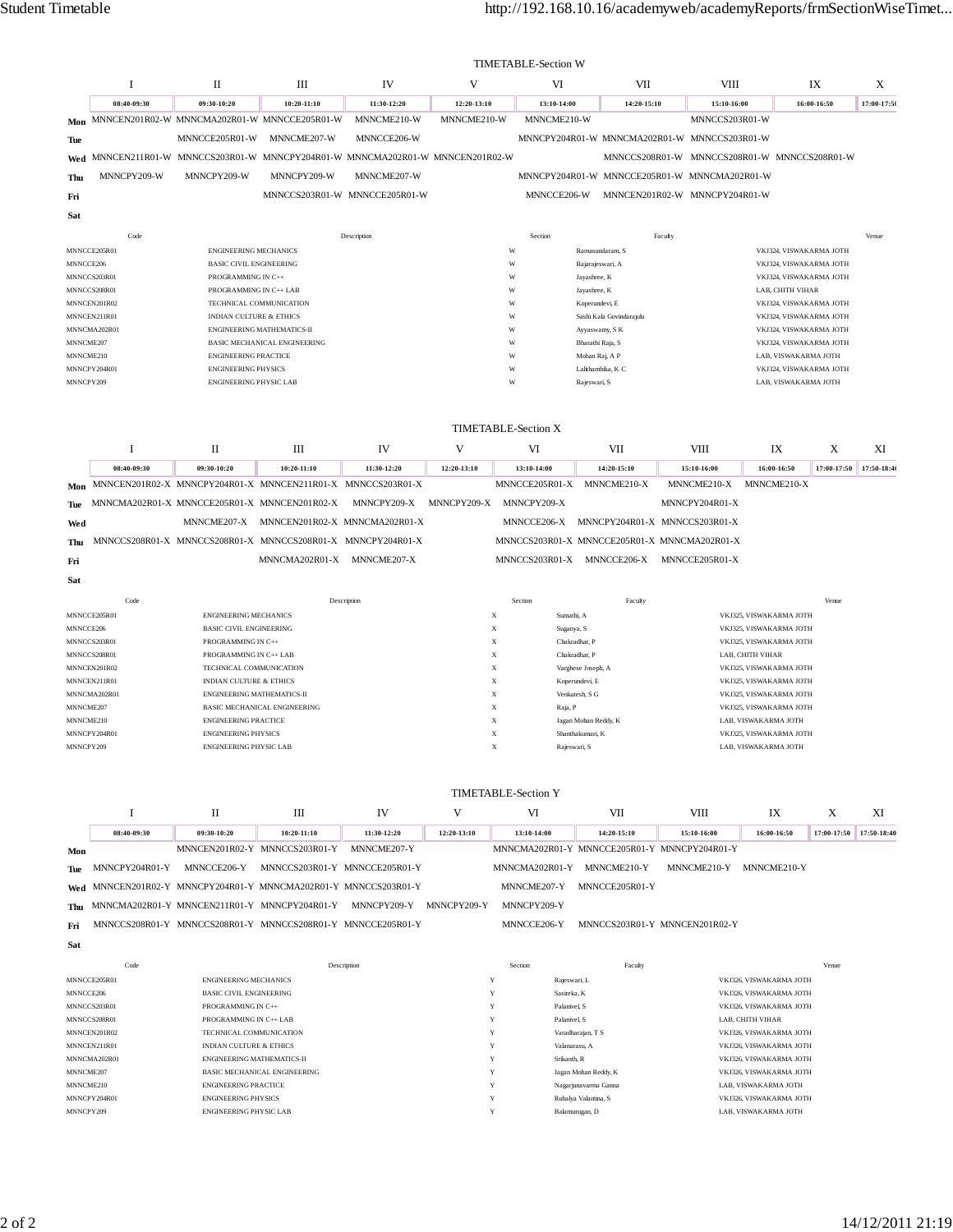## TIMETABLE-Section W

| | I | II | III | IV | V | VI | VII | VIII | IX | X |
|---|---|---|---|---|---|---|---|---|---|---|
| | 08:40-09:30 | 09:30-10:20 | 10:20-11:10 | 11:30-12:20 | 12:20-13:10 | 13:10-14:00 | 14:20-15:10 | 15:10-16:00 | 16:00-16:50 | 17:00-17:5 |
| Mon | MNNCEN201R02-W | MNNCMA202R01-W | MNNCCE205R01-W | MNNCME210-W | MNNCME210-W | MNNCME210-W | | MNNCCS203R01-W | | |
| Tue | | MNNCCE205R01-W | MNNCME207-W | MNNCCE206-W | | MNNCPY204R01-W | MNNCMA202R01-W | MNNCCS203R01-W | | |
| Wed | MNNCEN211R01-W | MNNCCS203R01-W | MNNCPY204R01-W | MNNCMA202R01-W | MNNCEN201R02-W | | MNNCCS208R01-W | MNNCCS208R01-W | MNNCCS208R01-W | |
| Thu | MNNCPY209-W | MNNCPY209-W | MNNCPY209-W | MNNCME207-W | | MNNCPY204R01-W | MNNCCE205R01-W | MNNCMA202R01-W | | |
| Fri | | | MNNCCS203R01-W | MNNCCE205R01-W | | MNNCCE206-W | MNNCEN201R02-W | MNNCPY204R01-W | | |
| Sat | | | | | | | | | | |

| Code | Description | Section | Faculty | Venue |
|---|---|---|---|---|
| MNNCCE205R01 | ENGINEERING MECHANICS | W | Ramasundaram, S | VKJ324, VISWAKARMA JOTH |
| MNNCCE206 | BASIC CIVIL ENGINEERING | W | Rajarajeswari, A | VKJ324, VISWAKARMA JOTH |
| MNNCCS203R01 | PROGRAMMING IN C++ | W | Jayashree, K | VKJ324, VISWAKARMA JOTH |
| MNNCCS208R01 | PROGRAMMING IN C++ LAB | W | Jayashree, K | LAB, CHITH VIHAR |
| MNNCEN201R02 | TECHNICAL COMMUNICATION | W | Koperundevi, E | VKJ324, VISWAKARMA JOTH |
| MNNCEN211R01 | INDIAN CULTURE & ETHICS | W | Sashi Kala Govindarajulu | VKJ324, VISWAKARMA JOTH |
| MNNCMA202R01 | ENGINEERING MATHEMATICS-II | W | Ayyaswamy, S K | VKJ324, VISWAKARMA JOTH |
| MNNCME207 | BASIC MECHANICAL ENGINEERING | W | Bharathi Raja, S | VKJ324, VISWAKARMA JOTH |
| MNNCME210 | ENGINEERING PRACTICE | W | Mohan Raj, A P | LAB, VISWAKARMA JOTH |
| MNNCPY204R01 | ENGINEERING PHYSICS | W | Lalithambika, K C | VKJ324, VISWAKARMA JOTH |
| MNNCPY209 | ENGINEERING PHYSIC LAB | W | Rajeswari, S | LAB, VISWAKARMA JOTH |

## TIMETABLE-Section X

| | I | II | III | IV | V | VI | VII | VIII | IX | X | XI |
|---|---|---|---|---|---|---|---|---|---|---|---|
| | 08:40-09:30 | 09:30-10:20 | 10:20-11:10 | 11:30-12:20 | 12:20-13:10 | 13:10-14:00 | 14:20-15:10 | 15:10-16:00 | 16:00-16:50 | 17:00-17:50 | 17:50-18:4 |
| Mon | MNNCEN201R02-X | MNNCPY204R01-X | MNNCEN211R01-X | MNNCCS203R01-X | | MNNCCE205R01-X | MNNCME210-X | MNNCME210-X | MNNCME210-X | | |
| Tue | MNNCMA202R01-X | MNNCCE205R01-X | MNNCEN201R02-X | MNNCPY209-X | MNNCPY209-X | MNNCPY209-X | | MNNCPY204R01-X | | | |
| Wed | | MNNCME207-X | MNNCEN201R02-X | MNNCMA202R01-X | | MNNCCE206-X | MNNCPY204R01-X | MNNCCS203R01-X | | | |
| Thu | MNNCCS208R01-X | MNNCCS208R01-X | MNNCCS208R01-X | MNNCPY204R01-X | | MNNCCS203R01-X | MNNCCE205R01-X | MNNCMA202R01-X | | | |
| Fri | | | MNNCMA202R01-X | MNNCME207-X | | MNNCCS203R01-X | MNNCCE206-X | MNNCCE205R01-X | | | |
| Sat | | | | | | | | | | | |

| Code | Description | Section | Faculty | Venue |
|---|---|---|---|---|
| MNNCCE205R01 | ENGINEERING MECHANICS | X | Sumathi, A | VKJ325, VISWAKARMA JOTH |
| MNNCCE206 | BASIC CIVIL ENGINEERING | X | Suganya, S | VKJ325, VISWAKARMA JOTH |
| MNNCCS203R01 | PROGRAMMING IN C++ | X | Chakradhar, P | VKJ325, VISWAKARMA JOTH |
| MNNCCS208R01 | PROGRAMMING IN C++ LAB | X | Chakradhar, P | LAB, CHITH VIHAR |
| MNNCEN201R02 | TECHNICAL COMMUNICATION | X | Varghese Joseph, A | VKJ325, VISWAKARMA JOTH |
| MNNCEN211R01 | INDIAN CULTURE & ETHICS | X | Koperundevi, E | VKJ325, VISWAKARMA JOTH |
| MNNCMA202R01 | ENGINEERING MATHEMATICS-II | X | Venkatesh, S G | VKJ325, VISWAKARMA JOTH |
| MNNCME207 | BASIC MECHANICAL ENGINEERING | X | Raja, P | VKJ325, VISWAKARMA JOTH |
| MNNCME210 | ENGINEERING PRACTICE | X | Jagan Mohan Reddy, K | LAB, VISWAKARMA JOTH |
| MNNCPY204R01 | ENGINEERING PHYSICS | X | Shanthakumari, K | VKJ325, VISWAKARMA JOTH |
| MNNCPY209 | ENGINEERING PHYSIC LAB | X | Rajeswari, S | LAB, VISWAKARMA JOTH |

## TIMETABLE-Section Y

| | I | II | III | IV | V | VI | VII | VIII | IX | X | XI |
|---|---|---|---|---|---|---|---|---|---|---|---|
| | 08:40-09:30 | 09:30-10:20 | 10:20-11:10 | 11:30-12:20 | 12:20-13:10 | 13:10-14:00 | 14:20-15:10 | 15:10-16:00 | 16:00-16:50 | 17:00-17:50 | 17:50-18:4 |
| Mon | | MNNCEN201R02-Y | MNNCCS203R01-Y | MNNCME207-Y | | MNNCMA202R01-Y | MNNCCE205R01-Y | MNNCPY204R01-Y | | | |
| Tue | MNNCPY204R01-Y | MNNCCE206-Y | MNNCCS203R01-Y | MNNCCE205R01-Y | | MNNCMA202R01-Y | MNNCME210-Y | MNNCME210-Y | MNNCME210-Y | | |
| Wed | MNNCEN201R02-Y | MNNCPY204R01-Y | MNNCMA202R01-Y | MNNCCS203R01-Y | | MNNCME207-Y | MNNCCE205R01-Y | | | | |
| Thu | MNNCMA202R01-Y | MNNCEN211R01-Y | MNNCPY204R01-Y | MNNCPY209-Y | MNNCPY209-Y | MNNCPY209-Y | | | | | |
| Fri | MNNCCS208R01-Y | MNNCCS208R01-Y | MNNCCS208R01-Y | MNNCCE205R01-Y | | MNNCCE206-Y | MNNCCS203R01-Y | MNNCEN201R02-Y | | | |
| Sat | | | | | | | | | | | |

| Code | Description | Section | Faculty | Venue |
|---|---|---|---|---|
| MNNCCE205R01 | ENGINEERING MECHANICS | Y | Rajeswari, L | VKJ326, VISWAKARMA JOTH |
| MNNCCE206 | BASIC CIVIL ENGINEERING | Y | Sasireka, K | VKJ326, VISWAKARMA JOTH |
| MNNCCS203R01 | PROGRAMMING IN C++ | Y | Palanivel, S | VKJ326, VISWAKARMA JOTH |
| MNNCCS208R01 | PROGRAMMING IN C++ LAB | Y | Palanivel, S | LAB, CHITH VIHAR |
| MNNCEN201R02 | TECHNICAL COMMUNICATION | Y | Varadharajan, T S | VKJ326, VISWAKARMA JOTH |
| MNNCEN211R01 | INDIAN CULTURE & ETHICS | Y | Valanarasu, A | VKJ326, VISWAKARMA JOTH |
| MNNCMA202R01 | ENGINEERING MATHEMATICS-II | Y | Srikanth, R | VKJ326, VISWAKARMA JOTH |
| MNNCME207 | BASIC MECHANICAL ENGINEERING | Y | Jagan Mohan Reddy, K | VKJ326, VISWAKARMA JOTH |
| MNNCME210 | ENGINEERING PRACTICE | Y | Nagarjunavarma Ganna | LAB, VISWAKARMA JOTH |
| MNNCPY204R01 | ENGINEERING PHYSICS | Y | Rubalya Valantina, S | VKJ326, VISWAKARMA JOTH |
| MNNCPY209 | ENGINEERING PHYSIC LAB | Y | Balamurugan, D | LAB, VISWAKARMA JOTH |